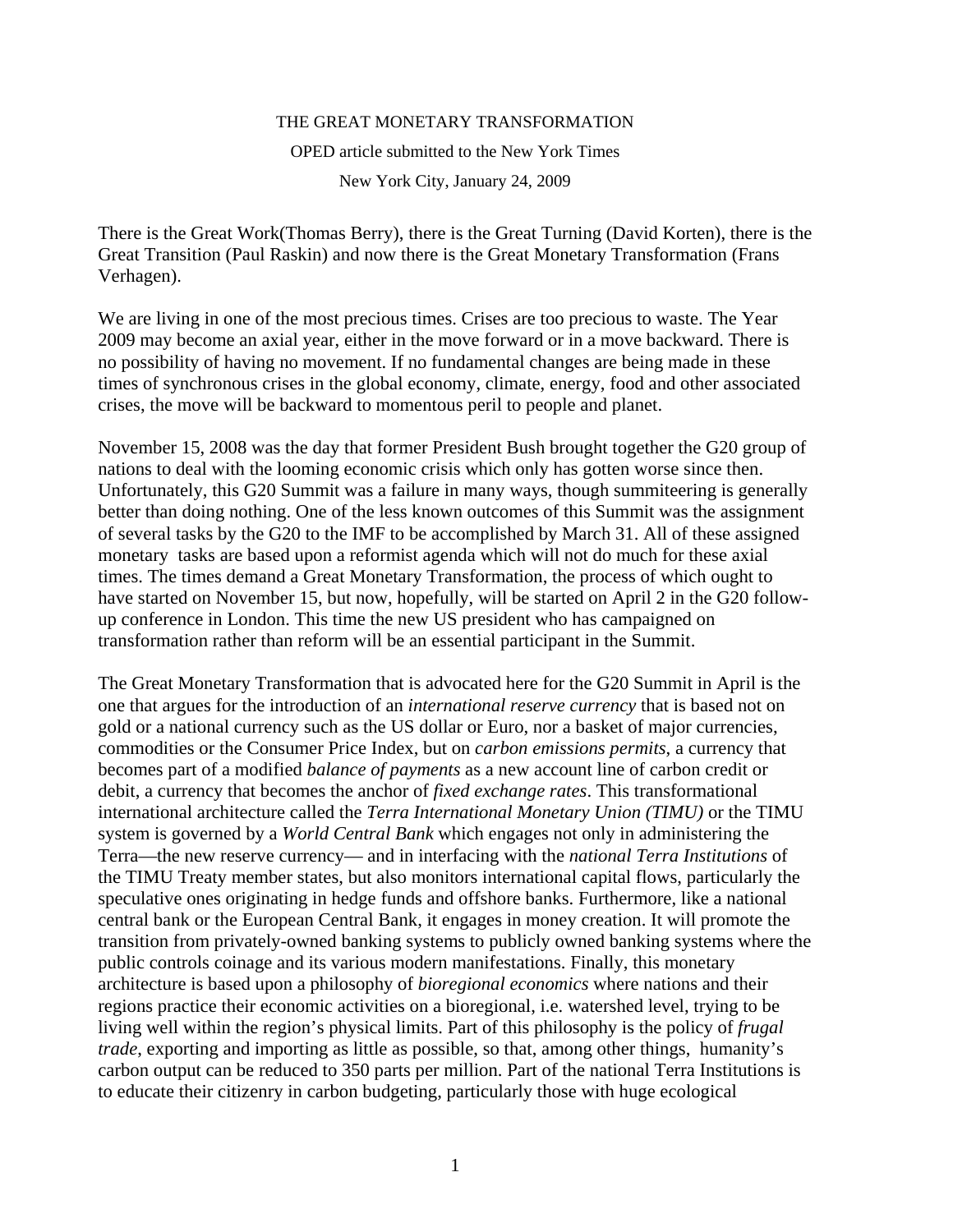# THE GREAT MONETARY TRANSFORMATION

OPED article submitted to the New York Times

New York City, January 24, 2009

There is the Great Work(Thomas Berry), there is the Great Turning (David Korten), there is the Great Transition (Paul Raskin) and now there is the Great Monetary Transformation (Frans Verhagen).

We are living in one of the most precious times. Crises are too precious to waste. The Year 2009 may become an axial year, either in the move forward or in a move backward. There is no possibility of having no movement. If no fundamental changes are being made in these times of synchronous crises in the global economy, climate, energy, food and other associated crises, the move will be backward to momentous peril to people and planet.

November 15, 2008 was the day that former President Bush brought together the G20 group of nations to deal with the looming economic crisis which only has gotten worse since then. Unfortunately, this G20 Summit was a failure in many ways, though summiteering is generally better than doing nothing. One of the less known outcomes of this Summit was the assignment of several tasks by the G20 to the IMF to be accomplished by March 31. All of these assigned monetary tasks are based upon a reformist agenda which will not do much for these axial times. The times demand a Great Monetary Transformation, the process of which ought to have started on November 15, but now, hopefully, will be started on April 2 in the G20 follow-up conference in London. This time the new US president who has campaigned on transformation rather than reform will be an essential participant in the Summit.

The Great Monetary Transformation that is advocated here for the G20 Summit in April is the one that argues for the introduction of an *international reserve currency* that is based not on gold or a national currency such as the US dollar or Euro, nor a basket of major currencies, commodities or the Consumer Price Index, but on *carbon emissions permits*, a currency that becomes part of a modified *balance of payments* as a new account line of carbon credit or debit, a currency that becomes the anchor of *fixed exchange rates*. This transformational international architecture called the *Terra International Monetary Union (TIMU)* or the TIMU system is governed by a *World Central Bank* which engages not only in administering the Terra—the new reserve currency— and in interfacing with the *national Terra Institutions* of the TIMU Treaty member states, but also monitors international capital flows, particularly the speculative ones originating in hedge funds and offshore banks. Furthermore, like a national central bank or the European Central Bank, it engages in money creation. It will promote the transition from privately-owned banking systems to publicly owned banking systems where the public controls coinage and its various modern manifestations. Finally, this monetary architecture is based upon a philosophy of *bioregional economics* where nations and their regions practice their economic activities on a bioregional, i.e. watershed level, trying to be living well within the region's physical limits. Part of this philosophy is the policy of *frugal trade*, exporting and importing as little as possible, so that, among other things, humanity's carbon output can be reduced to 350 parts per million. Part of the national Terra Institutions is to educate their citizenry in carbon budgeting, particularly those with huge ecological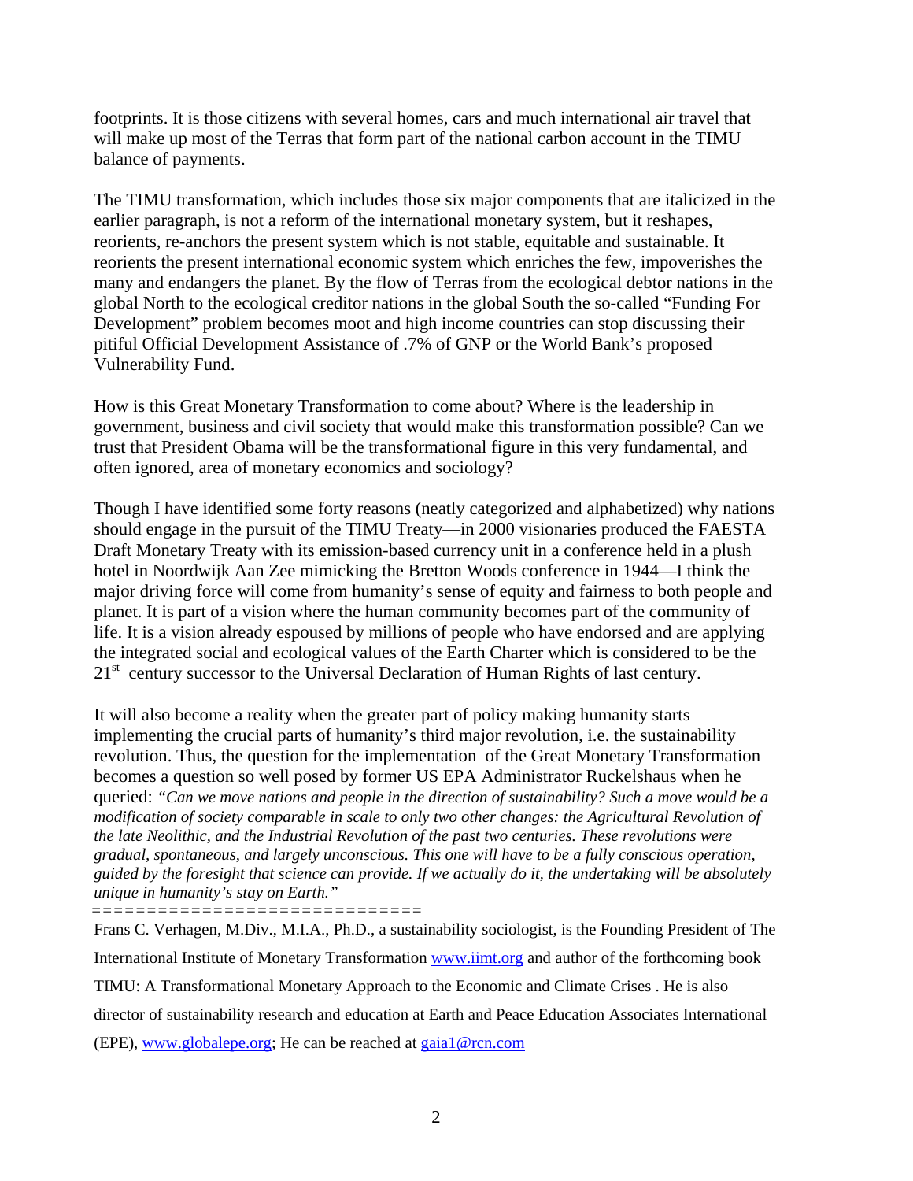footprints. It is those citizens with several homes, cars and much international air travel that will make up most of the Terras that form part of the national carbon account in the TIMU balance of payments.

The TIMU transformation, which includes those six major components that are italicized in the earlier paragraph, is not a reform of the international monetary system, but it reshapes, reorients, re-anchors the present system which is not stable, equitable and sustainable. It reorients the present international economic system which enriches the few, impoverishes the many and endangers the planet. By the flow of Terras from the ecological debtor nations in the global North to the ecological creditor nations in the global South the so-called "Funding For Development" problem becomes moot and high income countries can stop discussing their pitiful Official Development Assistance of .7% of GNP or the World Bank's proposed Vulnerability Fund.

How is this Great Monetary Transformation to come about? Where is the leadership in government, business and civil society that would make this transformation possible? Can we trust that President Obama will be the transformational figure in this very fundamental, and often ignored, area of monetary economics and sociology?

Though I have identified some forty reasons (neatly categorized and alphabetized) why nations should engage in the pursuit of the TIMU Treaty—in 2000 visionaries produced the FAESTA Draft Monetary Treaty with its emission-based currency unit in a conference held in a plush hotel in Noordwijk Aan Zee mimicking the Bretton Woods conference in 1944—I think the major driving force will come from humanity's sense of equity and fairness to both people and planet. It is part of a vision where the human community becomes part of the community of life. It is a vision already espoused by millions of people who have endorsed and are applying the integrated social and ecological values of the Earth Charter which is considered to be the 21st century successor to the Universal Declaration of Human Rights of last century.

It will also become a reality when the greater part of policy making humanity starts implementing the crucial parts of humanity's third major revolution, i.e. the sustainability revolution. Thus, the question for the implementation of the Great Monetary Transformation becomes a question so well posed by former US EPA Administrator Ruckelshaus when he queried: *"Can we move nations and people in the direction of sustainability? Such a move would be a modification of society comparable in scale to only two other changes: the Agricultural Revolution of the late Neolithic, and the Industrial Revolution of the past two centuries. These revolutions were gradual, spontaneous, and largely unconscious. This one will have to be a fully conscious operation, guided by the foresight that science can provide. If we actually do it, the undertaking will be absolutely unique in humanity's stay on Earth."*

=============================

Frans C. Verhagen, M.Div., M.I.A., Ph.D., a sustainability sociologist, is the Founding President of The International Institute of Monetary Transformation www.iimt.org and author of the forthcoming book TIMU: A Transformational Monetary Approach to the Economic and Climate Crises . He is also director of sustainability research and education at Earth and Peace Education Associates International (EPE), www.globalepe.org; He can be reached at gaia1@rcn.com